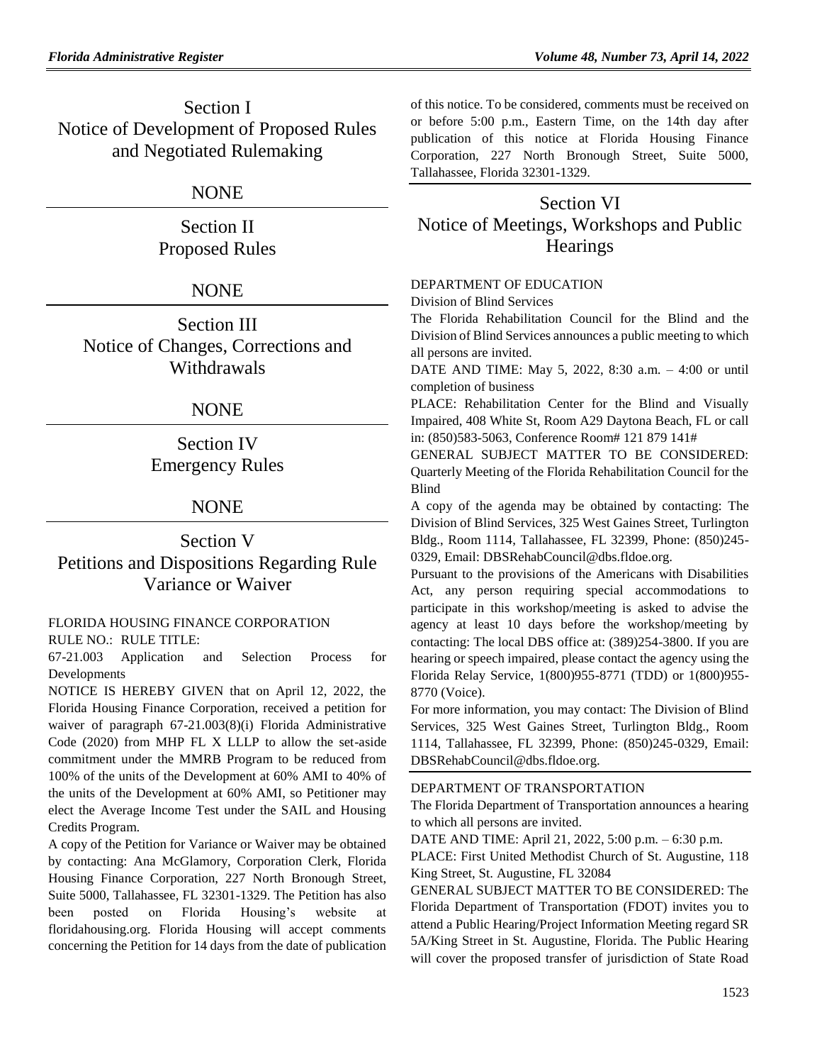# Section I
# Notice of Development of Proposed Rules and Negotiated Rulemaking

NONE

# Section II
# Proposed Rules

NONE

# Section III
# Notice of Changes, Corrections and Withdrawals

NONE

# Section IV
# Emergency Rules

NONE

# Section V
# Petitions and Dispositions Regarding Rule Variance or Waiver

FLORIDA HOUSING FINANCE CORPORATION

RULE NO.: RULE TITLE:

67-21.003 Application and Selection Process for Developments

NOTICE IS HEREBY GIVEN that on April 12, 2022, the Florida Housing Finance Corporation, received a petition for waiver of paragraph 67-21.003(8)(i) Florida Administrative Code (2020) from MHP FL X LLLP to allow the set-aside commitment under the MMRB Program to be reduced from 100% of the units of the Development at 60% AMI to 40% of the units of the Development at 60% AMI, so Petitioner may elect the Average Income Test under the SAIL and Housing Credits Program.

A copy of the Petition for Variance or Waiver may be obtained by contacting: Ana McGlamory, Corporation Clerk, Florida Housing Finance Corporation, 227 North Bronough Street, Suite 5000, Tallahassee, FL 32301-1329. The Petition has also been posted on Florida Housing's website at floridahousing.org. Florida Housing will accept comments concerning the Petition for 14 days from the date of publication of this notice. To be considered, comments must be received on or before 5:00 p.m., Eastern Time, on the 14th day after publication of this notice at Florida Housing Finance Corporation, 227 North Bronough Street, Suite 5000, Tallahassee, Florida 32301-1329.

# Section VI
# Notice of Meetings, Workshops and Public Hearings

DEPARTMENT OF EDUCATION

Division of Blind Services

The Florida Rehabilitation Council for the Blind and the Division of Blind Services announces a public meeting to which all persons are invited.

DATE AND TIME: May 5, 2022, 8:30 a.m. – 4:00 or until completion of business

PLACE: Rehabilitation Center for the Blind and Visually Impaired, 408 White St, Room A29 Daytona Beach, FL or call in: (850)583-5063, Conference Room# 121 879 141#

GENERAL SUBJECT MATTER TO BE CONSIDERED: Quarterly Meeting of the Florida Rehabilitation Council for the Blind

A copy of the agenda may be obtained by contacting: The Division of Blind Services, 325 West Gaines Street, Turlington Bldg., Room 1114, Tallahassee, FL 32399, Phone: (850)245-0329, Email: DBSRehabCouncil@dbs.fldoe.org.

Pursuant to the provisions of the Americans with Disabilities Act, any person requiring special accommodations to participate in this workshop/meeting is asked to advise the agency at least 10 days before the workshop/meeting by contacting: The local DBS office at: (389)254-3800. If you are hearing or speech impaired, please contact the agency using the Florida Relay Service, 1(800)955-8771 (TDD) or 1(800)955-8770 (Voice).

For more information, you may contact: The Division of Blind Services, 325 West Gaines Street, Turlington Bldg., Room 1114, Tallahassee, FL 32399, Phone: (850)245-0329, Email: DBSRehabCouncil@dbs.fldoe.org.

DEPARTMENT OF TRANSPORTATION

The Florida Department of Transportation announces a hearing to which all persons are invited.

DATE AND TIME: April 21, 2022, 5:00 p.m. – 6:30 p.m.

PLACE: First United Methodist Church of St. Augustine, 118 King Street, St. Augustine, FL 32084

GENERAL SUBJECT MATTER TO BE CONSIDERED: The Florida Department of Transportation (FDOT) invites you to attend a Public Hearing/Project Information Meeting regard SR 5A/King Street in St. Augustine, Florida. The Public Hearing will cover the proposed transfer of jurisdiction of State Road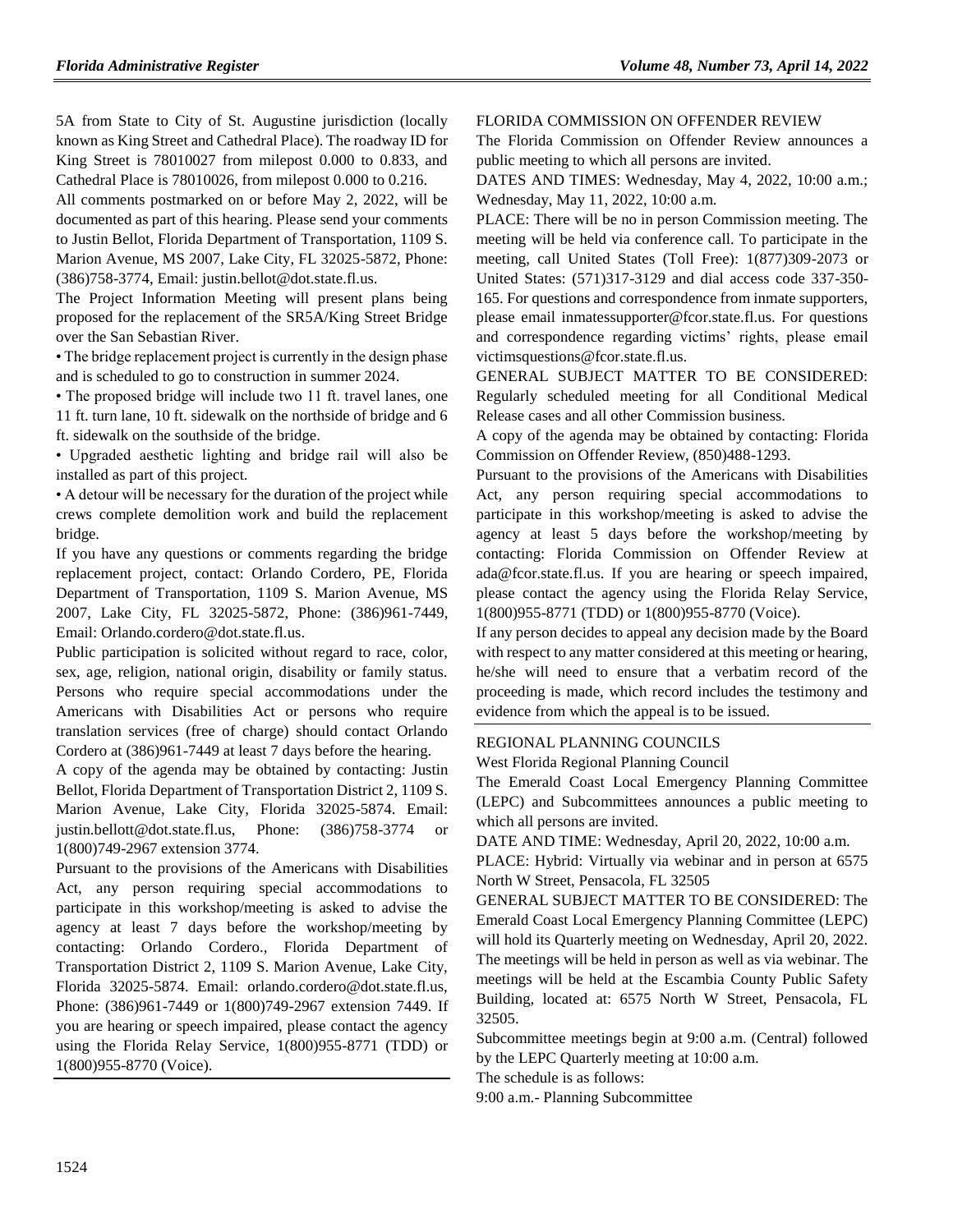5A from State to City of St. Augustine jurisdiction (locally known as King Street and Cathedral Place). The roadway ID for King Street is 78010027 from milepost 0.000 to 0.833, and Cathedral Place is 78010026, from milepost 0.000 to 0.216.

All comments postmarked on or before May 2, 2022, will be documented as part of this hearing. Please send your comments to Justin Bellot, Florida Department of Transportation, 1109 S. Marion Avenue, MS 2007, Lake City, FL 32025-5872, Phone: (386)758-3774, Email: justin.bellot@dot.state.fl.us.

The Project Information Meeting will present plans being proposed for the replacement of the SR5A/King Street Bridge over the San Sebastian River.

• The bridge replacement project is currently in the design phase and is scheduled to go to construction in summer 2024.

• The proposed bridge will include two 11 ft. travel lanes, one 11 ft. turn lane, 10 ft. sidewalk on the northside of bridge and 6 ft. sidewalk on the southside of the bridge.

• Upgraded aesthetic lighting and bridge rail will also be installed as part of this project.

• A detour will be necessary for the duration of the project while crews complete demolition work and build the replacement bridge.

If you have any questions or comments regarding the bridge replacement project, contact: Orlando Cordero, PE, Florida Department of Transportation, 1109 S. Marion Avenue, MS 2007, Lake City, FL 32025-5872, Phone: (386)961-7449, Email: Orlando.cordero@dot.state.fl.us.

Public participation is solicited without regard to race, color, sex, age, religion, national origin, disability or family status. Persons who require special accommodations under the Americans with Disabilities Act or persons who require translation services (free of charge) should contact Orlando Cordero at (386)961-7449 at least 7 days before the hearing.

A copy of the agenda may be obtained by contacting: Justin Bellot, Florida Department of Transportation District 2, 1109 S. Marion Avenue, Lake City, Florida 32025-5874. Email: justin.bellott@dot.state.fl.us, Phone: (386)758-3774 or 1(800)749-2967 extension 3774.

Pursuant to the provisions of the Americans with Disabilities Act, any person requiring special accommodations to participate in this workshop/meeting is asked to advise the agency at least 7 days before the workshop/meeting by contacting: Orlando Cordero., Florida Department of Transportation District 2, 1109 S. Marion Avenue, Lake City, Florida 32025-5874. Email: orlando.cordero@dot.state.fl.us, Phone: (386)961-7449 or 1(800)749-2967 extension 7449. If you are hearing or speech impaired, please contact the agency using the Florida Relay Service, 1(800)955-8771 (TDD) or 1(800)955-8770 (Voice).

---

FLORIDA COMMISSION ON OFFENDER REVIEW

The Florida Commission on Offender Review announces a public meeting to which all persons are invited.

DATES AND TIMES: Wednesday, May 4, 2022, 10:00 a.m.; Wednesday, May 11, 2022, 10:00 a.m.

PLACE: There will be no in person Commission meeting. The meeting will be held via conference call. To participate in the meeting, call United States (Toll Free): 1(877)309-2073 or United States: (571)317-3129 and dial access code 337-350-165. For questions and correspondence from inmate supporters, please email inmatessupporter@fcor.state.fl.us. For questions and correspondence regarding victims' rights, please email victimsquestions@fcor.state.fl.us.

GENERAL SUBJECT MATTER TO BE CONSIDERED: Regularly scheduled meeting for all Conditional Medical Release cases and all other Commission business.

A copy of the agenda may be obtained by contacting: Florida Commission on Offender Review, (850)488-1293.

Pursuant to the provisions of the Americans with Disabilities Act, any person requiring special accommodations to participate in this workshop/meeting is asked to advise the agency at least 5 days before the workshop/meeting by contacting: Florida Commission on Offender Review at ada@fcor.state.fl.us. If you are hearing or speech impaired, please contact the agency using the Florida Relay Service, 1(800)955-8771 (TDD) or 1(800)955-8770 (Voice).

If any person decides to appeal any decision made by the Board with respect to any matter considered at this meeting or hearing, he/she will need to ensure that a verbatim record of the proceeding is made, which record includes the testimony and evidence from which the appeal is to be issued.

---

REGIONAL PLANNING COUNCILS

West Florida Regional Planning Council

The Emerald Coast Local Emergency Planning Committee (LEPC) and Subcommittees announces a public meeting to which all persons are invited.

DATE AND TIME: Wednesday, April 20, 2022, 10:00 a.m.

PLACE: Hybrid: Virtually via webinar and in person at 6575 North W Street, Pensacola, FL 32505

GENERAL SUBJECT MATTER TO BE CONSIDERED: The Emerald Coast Local Emergency Planning Committee (LEPC) will hold its Quarterly meeting on Wednesday, April 20, 2022. The meetings will be held in person as well as via webinar. The meetings will be held at the Escambia County Public Safety Building, located at: 6575 North W Street, Pensacola, FL 32505.

Subcommittee meetings begin at 9:00 a.m. (Central) followed by the LEPC Quarterly meeting at 10:00 a.m.

The schedule is as follows:

9:00 a.m.- Planning Subcommittee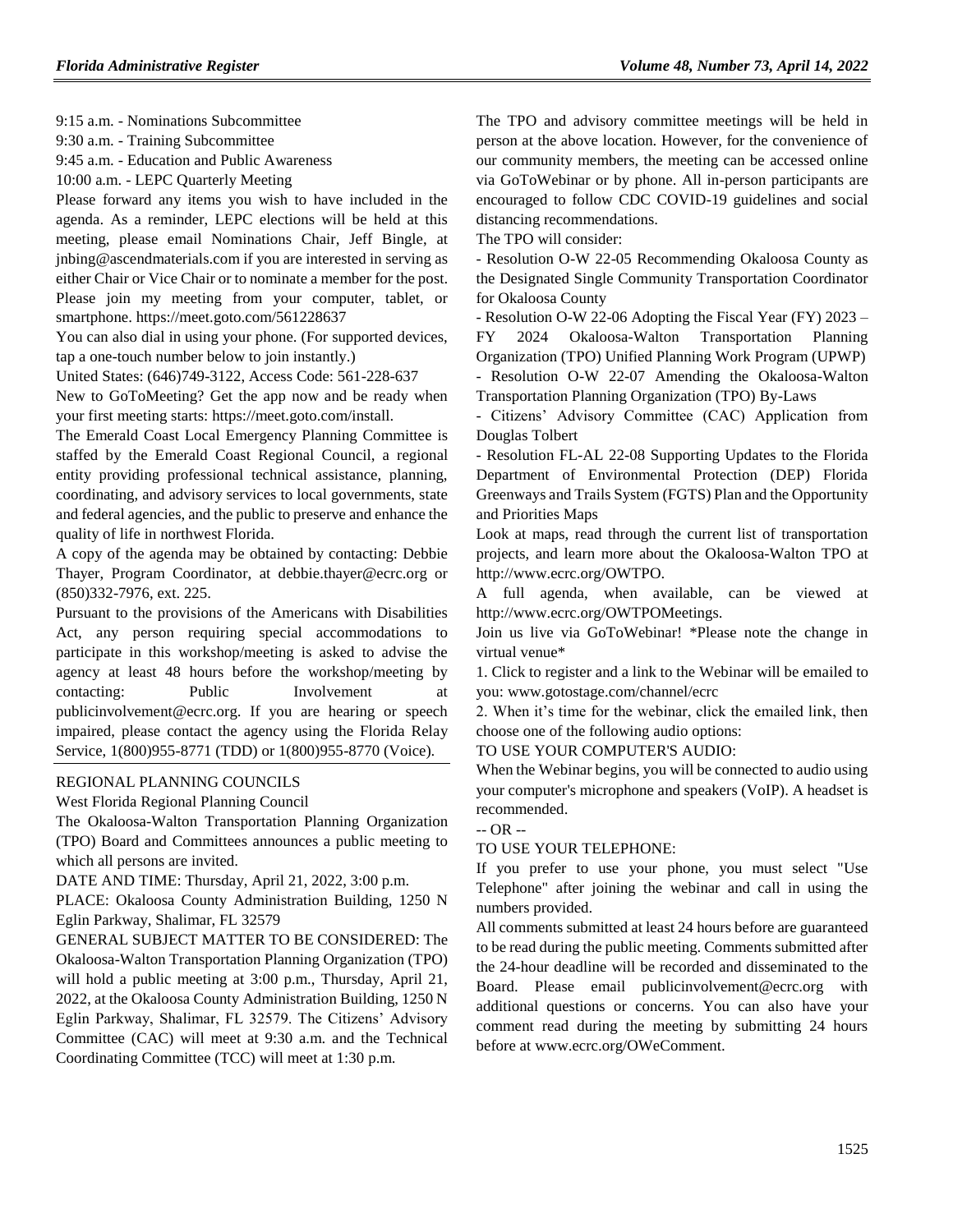9:15 a.m. - Nominations Subcommittee

9:30 a.m. - Training Subcommittee

9:45 a.m. - Education and Public Awareness

10:00 a.m. - LEPC Quarterly Meeting

Please forward any items you wish to have included in the agenda. As a reminder, LEPC elections will be held at this meeting, please email Nominations Chair, Jeff Bingle, at jnbing@ascendmaterials.com if you are interested in serving as either Chair or Vice Chair or to nominate a member for the post.

Please join my meeting from your computer, tablet, or smartphone. https://meet.goto.com/561228637

You can also dial in using your phone. (For supported devices, tap a one-touch number below to join instantly.)

United States: (646)749-3122, Access Code: 561-228-637

New to GoToMeeting? Get the app now and be ready when your first meeting starts: https://meet.goto.com/install.

The Emerald Coast Local Emergency Planning Committee is staffed by the Emerald Coast Regional Council, a regional entity providing professional technical assistance, planning, coordinating, and advisory services to local governments, state and federal agencies, and the public to preserve and enhance the quality of life in northwest Florida.

A copy of the agenda may be obtained by contacting: Debbie Thayer, Program Coordinator, at debbie.thayer@ecrc.org or (850)332-7976, ext. 225.

Pursuant to the provisions of the Americans with Disabilities Act, any person requiring special accommodations to participate in this workshop/meeting is asked to advise the agency at least 48 hours before the workshop/meeting by contacting: Public Involvement at publicinvolvement@ecrc.org. If you are hearing or speech impaired, please contact the agency using the Florida Relay Service, 1(800)955-8771 (TDD) or 1(800)955-8770 (Voice).

---

REGIONAL PLANNING COUNCILS

West Florida Regional Planning Council

The Okaloosa-Walton Transportation Planning Organization (TPO) Board and Committees announces a public meeting to which all persons are invited.

DATE AND TIME: Thursday, April 21, 2022, 3:00 p.m.

PLACE: Okaloosa County Administration Building, 1250 N Eglin Parkway, Shalimar, FL 32579

GENERAL SUBJECT MATTER TO BE CONSIDERED: The Okaloosa-Walton Transportation Planning Organization (TPO) will hold a public meeting at 3:00 p.m., Thursday, April 21, 2022, at the Okaloosa County Administration Building, 1250 N Eglin Parkway, Shalimar, FL 32579. The Citizens' Advisory Committee (CAC) will meet at 9:30 a.m. and the Technical Coordinating Committee (TCC) will meet at 1:30 p.m.

The TPO and advisory committee meetings will be held in person at the above location. However, for the convenience of our community members, the meeting can be accessed online via GoToWebinar or by phone. All in-person participants are encouraged to follow CDC COVID-19 guidelines and social distancing recommendations.

The TPO will consider:

- Resolution O-W 22-05 Recommending Okaloosa County as the Designated Single Community Transportation Coordinator for Okaloosa County
- Resolution O-W 22-06 Adopting the Fiscal Year (FY) 2023 – FY 2024 Okaloosa-Walton Transportation Planning Organization (TPO) Unified Planning Work Program (UPWP)
- Resolution O-W 22-07 Amending the Okaloosa-Walton Transportation Planning Organization (TPO) By-Laws
- Citizens' Advisory Committee (CAC) Application from Douglas Tolbert
- Resolution FL-AL 22-08 Supporting Updates to the Florida Department of Environmental Protection (DEP) Florida Greenways and Trails System (FGTS) Plan and the Opportunity and Priorities Maps

Look at maps, read through the current list of transportation projects, and learn more about the Okaloosa-Walton TPO at http://www.ecrc.org/OWTPO.

A full agenda, when available, can be viewed at http://www.ecrc.org/OWTPOMeetings.

Join us live via GoToWebinar! *Please note the change in virtual venue*

1. Click to register and a link to the Webinar will be emailed to you: www.gotostage.com/channel/ecrc
2. When it's time for the webinar, click the emailed link, then choose one of the following audio options:

TO USE YOUR COMPUTER'S AUDIO:

When the Webinar begins, you will be connected to audio using your computer's microphone and speakers (VoIP). A headset is recommended.

-- OR --

TO USE YOUR TELEPHONE:

If you prefer to use your phone, you must select "Use Telephone" after joining the webinar and call in using the numbers provided.

All comments submitted at least 24 hours before are guaranteed to be read during the public meeting. Comments submitted after the 24-hour deadline will be recorded and disseminated to the Board. Please email publicinvolvement@ecrc.org with additional questions or concerns. You can also have your comment read during the meeting by submitting 24 hours before at www.ecrc.org/OWeComment.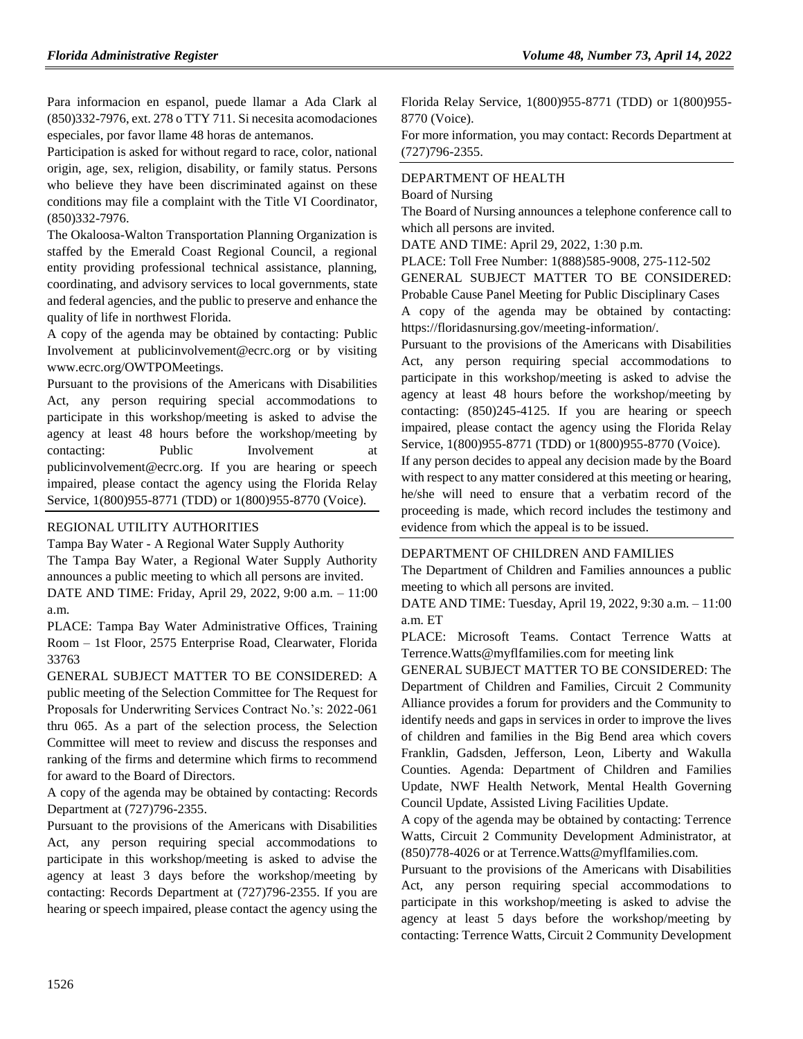Para informacion en espanol, puede llamar a Ada Clark al (850)332-7976, ext. 278 o TTY 711. Si necesita acomodaciones especiales, por favor llame 48 horas de antemanos.

Participation is asked for without regard to race, color, national origin, age, sex, religion, disability, or family status. Persons who believe they have been discriminated against on these conditions may file a complaint with the Title VI Coordinator, (850)332-7976.

The Okaloosa-Walton Transportation Planning Organization is staffed by the Emerald Coast Regional Council, a regional entity providing professional technical assistance, planning, coordinating, and advisory services to local governments, state and federal agencies, and the public to preserve and enhance the quality of life in northwest Florida.

A copy of the agenda may be obtained by contacting: Public Involvement at publicinvolvement@ecrc.org or by visiting www.ecrc.org/OWTPOMeetings.

Pursuant to the provisions of the Americans with Disabilities Act, any person requiring special accommodations to participate in this workshop/meeting is asked to advise the agency at least 48 hours before the workshop/meeting by contacting: Public Involvement at publicinvolvement@ecrc.org. If you are hearing or speech impaired, please contact the agency using the Florida Relay Service, 1(800)955-8771 (TDD) or 1(800)955-8770 (Voice).

## REGIONAL UTILITY AUTHORITIES

Tampa Bay Water - A Regional Water Supply Authority

The Tampa Bay Water, a Regional Water Supply Authority announces a public meeting to which all persons are invited.

DATE AND TIME: Friday, April 29, 2022, 9:00 a.m. – 11:00 a.m.

PLACE: Tampa Bay Water Administrative Offices, Training Room – 1st Floor, 2575 Enterprise Road, Clearwater, Florida 33763

GENERAL SUBJECT MATTER TO BE CONSIDERED: A public meeting of the Selection Committee for The Request for Proposals for Underwriting Services Contract No.'s: 2022-061 thru 065. As a part of the selection process, the Selection Committee will meet to review and discuss the responses and ranking of the firms and determine which firms to recommend for award to the Board of Directors.

A copy of the agenda may be obtained by contacting: Records Department at (727)796-2355.

Pursuant to the provisions of the Americans with Disabilities Act, any person requiring special accommodations to participate in this workshop/meeting is asked to advise the agency at least 3 days before the workshop/meeting by contacting: Records Department at (727)796-2355. If you are hearing or speech impaired, please contact the agency using the Florida Relay Service, 1(800)955-8771 (TDD) or 1(800)955-8770 (Voice).

For more information, you may contact: Records Department at (727)796-2355.

## DEPARTMENT OF HEALTH

Board of Nursing

The Board of Nursing announces a telephone conference call to which all persons are invited.

DATE AND TIME: April 29, 2022, 1:30 p.m.

PLACE: Toll Free Number: 1(888)585-9008, 275-112-502

GENERAL SUBJECT MATTER TO BE CONSIDERED: Probable Cause Panel Meeting for Public Disciplinary Cases

A copy of the agenda may be obtained by contacting: https://floridasnursing.gov/meeting-information/.

Pursuant to the provisions of the Americans with Disabilities Act, any person requiring special accommodations to participate in this workshop/meeting is asked to advise the agency at least 48 hours before the workshop/meeting by contacting: (850)245-4125. If you are hearing or speech impaired, please contact the agency using the Florida Relay Service, 1(800)955-8771 (TDD) or 1(800)955-8770 (Voice).

If any person decides to appeal any decision made by the Board with respect to any matter considered at this meeting or hearing, he/she will need to ensure that a verbatim record of the proceeding is made, which record includes the testimony and evidence from which the appeal is to be issued.

## DEPARTMENT OF CHILDREN AND FAMILIES

The Department of Children and Families announces a public meeting to which all persons are invited.

DATE AND TIME: Tuesday, April 19, 2022, 9:30 a.m. – 11:00 a.m. ET

PLACE: Microsoft Teams. Contact Terrence Watts at Terrence.Watts@myflfamilies.com for meeting link

GENERAL SUBJECT MATTER TO BE CONSIDERED: The Department of Children and Families, Circuit 2 Community Alliance provides a forum for providers and the Community to identify needs and gaps in services in order to improve the lives of children and families in the Big Bend area which covers Franklin, Gadsden, Jefferson, Leon, Liberty and Wakulla Counties. Agenda: Department of Children and Families Update, NWF Health Network, Mental Health Governing Council Update, Assisted Living Facilities Update.

A copy of the agenda may be obtained by contacting: Terrence Watts, Circuit 2 Community Development Administrator, at (850)778-4026 or at Terrence.Watts@myflfamilies.com.

Pursuant to the provisions of the Americans with Disabilities Act, any person requiring special accommodations to participate in this workshop/meeting is asked to advise the agency at least 5 days before the workshop/meeting by contacting: Terrence Watts, Circuit 2 Community Development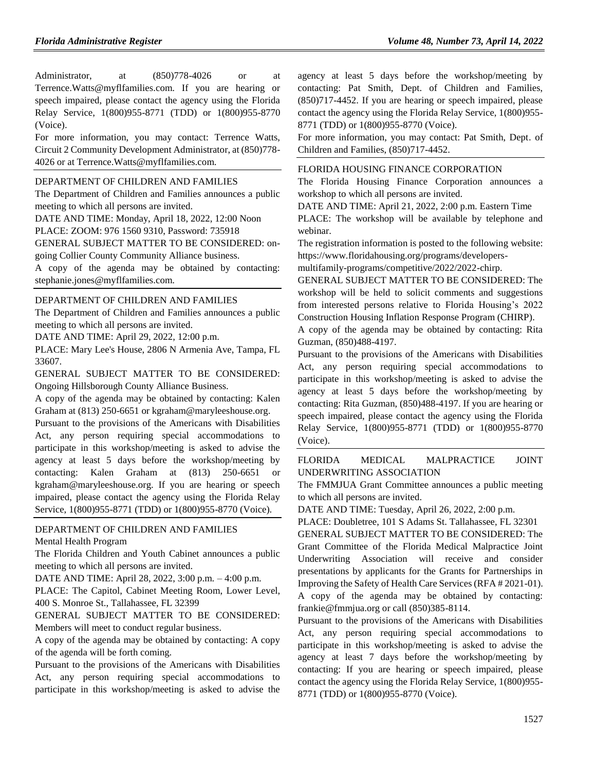Administrator, at (850)778-4026 or at Terrence.Watts@myflfamilies.com. If you are hearing or speech impaired, please contact the agency using the Florida Relay Service, 1(800)955-8771 (TDD) or 1(800)955-8770 (Voice).

For more information, you may contact: Terrence Watts, Circuit 2 Community Development Administrator, at (850)778-4026 or at Terrence.Watts@myflfamilies.com.

DEPARTMENT OF CHILDREN AND FAMILIES

The Department of Children and Families announces a public meeting to which all persons are invited.

DATE AND TIME: Monday, April 18, 2022, 12:00 Noon

PLACE: ZOOM: 976 1560 9310, Password: 735918

GENERAL SUBJECT MATTER TO BE CONSIDERED: on-going Collier County Community Alliance business.

A copy of the agenda may be obtained by contacting: stephanie.jones@myflfamilies.com.

DEPARTMENT OF CHILDREN AND FAMILIES

The Department of Children and Families announces a public meeting to which all persons are invited.

DATE AND TIME: April 29, 2022, 12:00 p.m.

PLACE: Mary Lee's House, 2806 N Armenia Ave, Tampa, FL 33607.

GENERAL SUBJECT MATTER TO BE CONSIDERED: Ongoing Hillsborough County Alliance Business.

A copy of the agenda may be obtained by contacting: Kalen Graham at (813) 250-6651 or kgraham@maryleeshouse.org.

Pursuant to the provisions of the Americans with Disabilities Act, any person requiring special accommodations to participate in this workshop/meeting is asked to advise the agency at least 5 days before the workshop/meeting by contacting: Kalen Graham at (813) 250-6651 or kgraham@maryleeshouse.org. If you are hearing or speech impaired, please contact the agency using the Florida Relay Service, 1(800)955-8771 (TDD) or 1(800)955-8770 (Voice).

DEPARTMENT OF CHILDREN AND FAMILIES

Mental Health Program

The Florida Children and Youth Cabinet announces a public meeting to which all persons are invited.

DATE AND TIME: April 28, 2022, 3:00 p.m. – 4:00 p.m.

PLACE: The Capitol, Cabinet Meeting Room, Lower Level, 400 S. Monroe St., Tallahassee, FL 32399

GENERAL SUBJECT MATTER TO BE CONSIDERED: Members will meet to conduct regular business.

A copy of the agenda may be obtained by contacting: A copy of the agenda will be forth coming.

Pursuant to the provisions of the Americans with Disabilities Act, any person requiring special accommodations to participate in this workshop/meeting is asked to advise the agency at least 5 days before the workshop/meeting by contacting: Pat Smith, Dept. of Children and Families, (850)717-4452. If you are hearing or speech impaired, please contact the agency using the Florida Relay Service, 1(800)955-8771 (TDD) or 1(800)955-8770 (Voice).

For more information, you may contact: Pat Smith, Dept. of Children and Families, (850)717-4452.

FLORIDA HOUSING FINANCE CORPORATION

The Florida Housing Finance Corporation announces a workshop to which all persons are invited.

DATE AND TIME: April 21, 2022, 2:00 p.m. Eastern Time

PLACE: The workshop will be available by telephone and webinar.

The registration information is posted to the following website: https://www.floridahousing.org/programs/developers-multifamily-programs/competitive/2022/2022-chirp.

GENERAL SUBJECT MATTER TO BE CONSIDERED: The workshop will be held to solicit comments and suggestions from interested persons relative to Florida Housing's 2022 Construction Housing Inflation Response Program (CHIRP).

A copy of the agenda may be obtained by contacting: Rita Guzman, (850)488-4197.

Pursuant to the provisions of the Americans with Disabilities Act, any person requiring special accommodations to participate in this workshop/meeting is asked to advise the agency at least 5 days before the workshop/meeting by contacting: Rita Guzman, (850)488-4197. If you are hearing or speech impaired, please contact the agency using the Florida Relay Service, 1(800)955-8771 (TDD) or 1(800)955-8770 (Voice).

FLORIDA MEDICAL MALPRACTICE JOINT UNDERWRITING ASSOCIATION

The FMMJUA Grant Committee announces a public meeting to which all persons are invited.

DATE AND TIME: Tuesday, April 26, 2022, 2:00 p.m.

PLACE: Doubletree, 101 S Adams St. Tallahassee, FL 32301

GENERAL SUBJECT MATTER TO BE CONSIDERED: The Grant Committee of the Florida Medical Malpractice Joint Underwriting Association will receive and consider presentations by applicants for the Grants for Partnerships in Improving the Safety of Health Care Services (RFA # 2021-01).

A copy of the agenda may be obtained by contacting: frankie@fmmjua.org or call (850)385-8114.

Pursuant to the provisions of the Americans with Disabilities Act, any person requiring special accommodations to participate in this workshop/meeting is asked to advise the agency at least 7 days before the workshop/meeting by contacting: If you are hearing or speech impaired, please contact the agency using the Florida Relay Service, 1(800)955-8771 (TDD) or 1(800)955-8770 (Voice).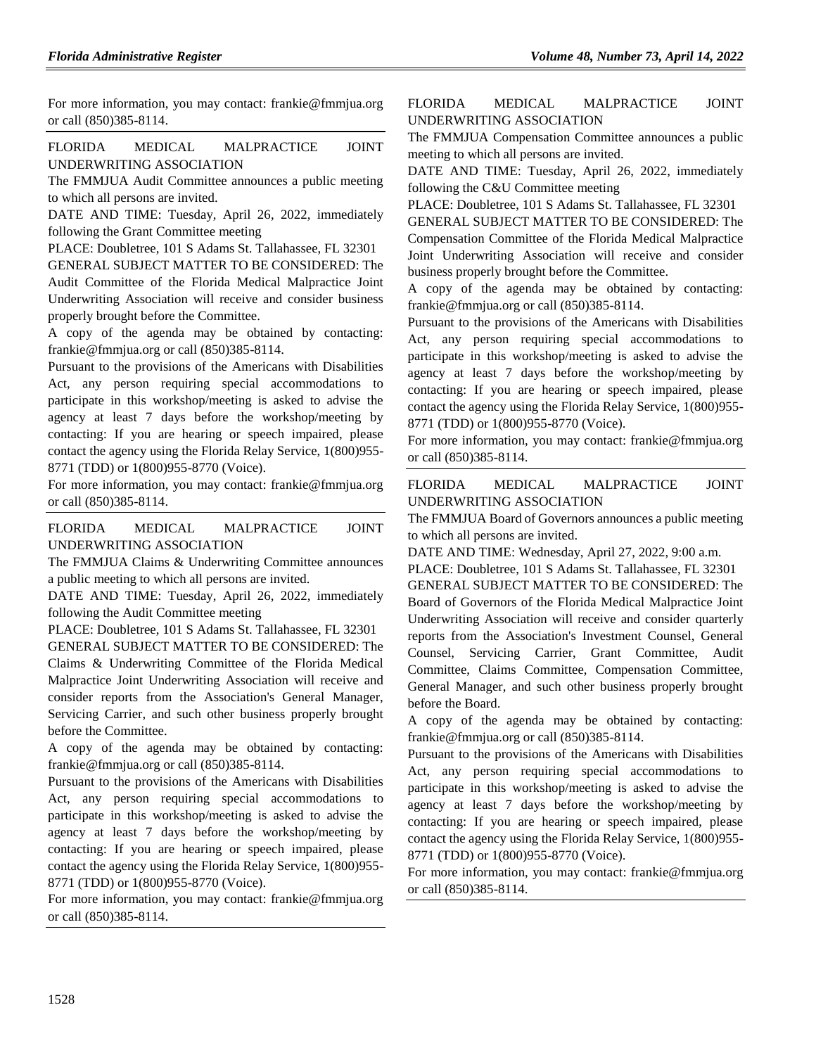For more information, you may contact: frankie@fmmjua.org or call (850)385-8114.

FLORIDA MEDICAL MALPRACTICE JOINT UNDERWRITING ASSOCIATION

The FMMJUA Audit Committee announces a public meeting to which all persons are invited.

DATE AND TIME: Tuesday, April 26, 2022, immediately following the Grant Committee meeting

PLACE: Doubletree, 101 S Adams St. Tallahassee, FL 32301

GENERAL SUBJECT MATTER TO BE CONSIDERED: The Audit Committee of the Florida Medical Malpractice Joint Underwriting Association will receive and consider business properly brought before the Committee.

A copy of the agenda may be obtained by contacting: frankie@fmmjua.org or call (850)385-8114.

Pursuant to the provisions of the Americans with Disabilities Act, any person requiring special accommodations to participate in this workshop/meeting is asked to advise the agency at least 7 days before the workshop/meeting by contacting: If you are hearing or speech impaired, please contact the agency using the Florida Relay Service, 1(800)955-8771 (TDD) or 1(800)955-8770 (Voice).

For more information, you may contact: frankie@fmmjua.org or call (850)385-8114.

FLORIDA MEDICAL MALPRACTICE JOINT UNDERWRITING ASSOCIATION

The FMMJUA Claims & Underwriting Committee announces a public meeting to which all persons are invited.

DATE AND TIME: Tuesday, April 26, 2022, immediately following the Audit Committee meeting

PLACE: Doubletree, 101 S Adams St. Tallahassee, FL 32301

GENERAL SUBJECT MATTER TO BE CONSIDERED: The Claims & Underwriting Committee of the Florida Medical Malpractice Joint Underwriting Association will receive and consider reports from the Association's General Manager, Servicing Carrier, and such other business properly brought before the Committee.

A copy of the agenda may be obtained by contacting: frankie@fmmjua.org or call (850)385-8114.

Pursuant to the provisions of the Americans with Disabilities Act, any person requiring special accommodations to participate in this workshop/meeting is asked to advise the agency at least 7 days before the workshop/meeting by contacting: If you are hearing or speech impaired, please contact the agency using the Florida Relay Service, 1(800)955-8771 (TDD) or 1(800)955-8770 (Voice).

For more information, you may contact: frankie@fmmjua.org or call (850)385-8114.

FLORIDA MEDICAL MALPRACTICE JOINT UNDERWRITING ASSOCIATION

The FMMJUA Compensation Committee announces a public meeting to which all persons are invited.

DATE AND TIME: Tuesday, April 26, 2022, immediately following the C&U Committee meeting

PLACE: Doubletree, 101 S Adams St. Tallahassee, FL 32301

GENERAL SUBJECT MATTER TO BE CONSIDERED: The Compensation Committee of the Florida Medical Malpractice Joint Underwriting Association will receive and consider business properly brought before the Committee.

A copy of the agenda may be obtained by contacting: frankie@fmmjua.org or call (850)385-8114.

Pursuant to the provisions of the Americans with Disabilities Act, any person requiring special accommodations to participate in this workshop/meeting is asked to advise the agency at least 7 days before the workshop/meeting by contacting: If you are hearing or speech impaired, please contact the agency using the Florida Relay Service, 1(800)955-8771 (TDD) or 1(800)955-8770 (Voice).

For more information, you may contact: frankie@fmmjua.org or call (850)385-8114.

FLORIDA MEDICAL MALPRACTICE JOINT UNDERWRITING ASSOCIATION

The FMMJUA Board of Governors announces a public meeting to which all persons are invited.

DATE AND TIME: Wednesday, April 27, 2022, 9:00 a.m.

PLACE: Doubletree, 101 S Adams St. Tallahassee, FL 32301

GENERAL SUBJECT MATTER TO BE CONSIDERED: The Board of Governors of the Florida Medical Malpractice Joint Underwriting Association will receive and consider quarterly reports from the Association's Investment Counsel, General Counsel, Servicing Carrier, Grant Committee, Audit Committee, Claims Committee, Compensation Committee, General Manager, and such other business properly brought before the Board.

A copy of the agenda may be obtained by contacting: frankie@fmmjua.org or call (850)385-8114.

Pursuant to the provisions of the Americans with Disabilities Act, any person requiring special accommodations to participate in this workshop/meeting is asked to advise the agency at least 7 days before the workshop/meeting by contacting: If you are hearing or speech impaired, please contact the agency using the Florida Relay Service, 1(800)955-8771 (TDD) or 1(800)955-8770 (Voice).

For more information, you may contact: frankie@fmmjua.org or call (850)385-8114.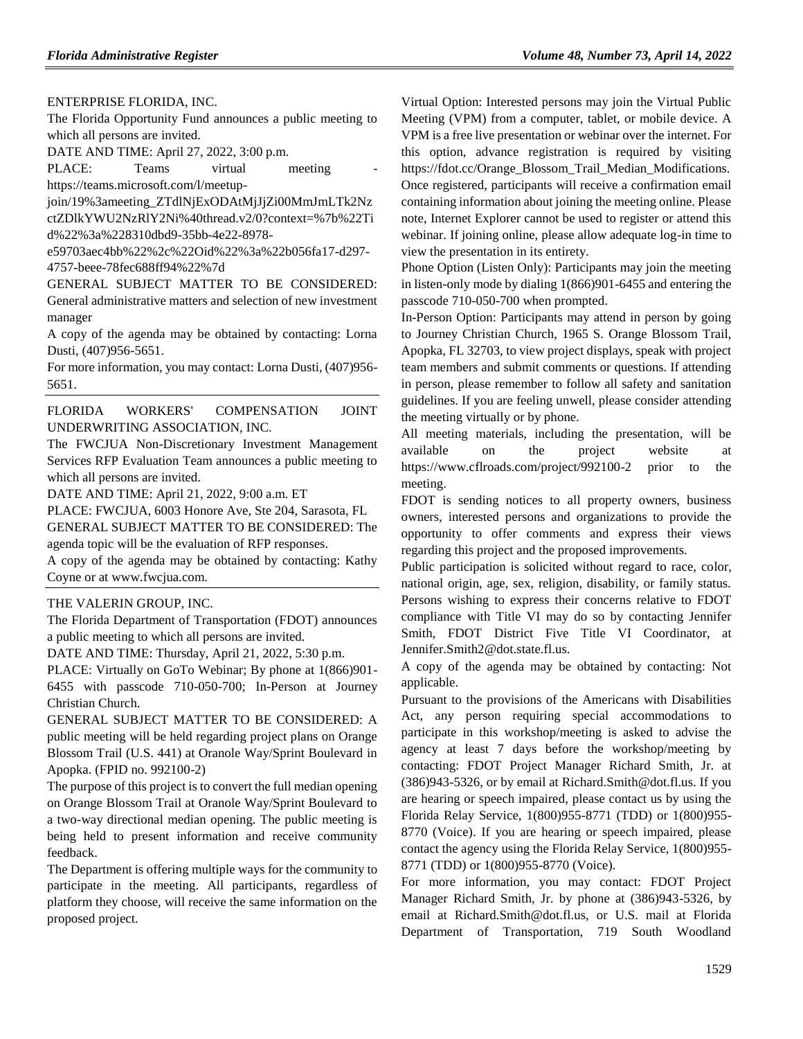ENTERPRISE FLORIDA, INC.

The Florida Opportunity Fund announces a public meeting to which all persons are invited.

DATE AND TIME: April 27, 2022, 3:00 p.m.

PLACE: Teams virtual meeting - https://teams.microsoft.com/l/meetup-join/19%3ameeting_ZTdlNjExODAtMjJjZi00MmJmLTk2NzctZDlkYWU2NzRlY2Ni%40thread.v2/0?context=%7b%22Tid%22%3a%228310dbd9-35bb-4e22-8978-e59703aec4bb%22%2c%22Oid%22%3a%22b056fa17-d297-4757-beee-78fec688ff94%22%7d

GENERAL SUBJECT MATTER TO BE CONSIDERED: General administrative matters and selection of new investment manager

A copy of the agenda may be obtained by contacting: Lorna Dusti, (407)956-5651.

For more information, you may contact: Lorna Dusti, (407)956-5651.

---

FLORIDA WORKERS' COMPENSATION JOINT UNDERWRITING ASSOCIATION, INC.

The FWCJUA Non-Discretionary Investment Management Services RFP Evaluation Team announces a public meeting to which all persons are invited.

DATE AND TIME: April 21, 2022, 9:00 a.m. ET

PLACE: FWCJUA, 6003 Honore Ave, Ste 204, Sarasota, FL

GENERAL SUBJECT MATTER TO BE CONSIDERED: The agenda topic will be the evaluation of RFP responses.

A copy of the agenda may be obtained by contacting: Kathy Coyne or at www.fwcjua.com.

---

THE VALERIN GROUP, INC.

The Florida Department of Transportation (FDOT) announces a public meeting to which all persons are invited.

DATE AND TIME: Thursday, April 21, 2022, 5:30 p.m.

PLACE: Virtually on GoTo Webinar; By phone at 1(866)901-6455 with passcode 710-050-700; In-Person at Journey Christian Church.

GENERAL SUBJECT MATTER TO BE CONSIDERED: A public meeting will be held regarding project plans on Orange Blossom Trail (U.S. 441) at Oranole Way/Sprint Boulevard in Apopka. (FPID no. 992100-2)

The purpose of this project is to convert the full median opening on Orange Blossom Trail at Oranole Way/Sprint Boulevard to a two-way directional median opening. The public meeting is being held to present information and receive community feedback.

The Department is offering multiple ways for the community to participate in the meeting. All participants, regardless of platform they choose, will receive the same information on the proposed project.

Virtual Option: Interested persons may join the Virtual Public Meeting (VPM) from a computer, tablet, or mobile device. A VPM is a free live presentation or webinar over the internet. For this option, advance registration is required by visiting https://fdot.cc/Orange_Blossom_Trail_Median_Modifications. Once registered, participants will receive a confirmation email containing information about joining the meeting online. Please note, Internet Explorer cannot be used to register or attend this webinar. If joining online, please allow adequate log-in time to view the presentation in its entirety.

Phone Option (Listen Only): Participants may join the meeting in listen-only mode by dialing 1(866)901-6455 and entering the passcode 710-050-700 when prompted.

In-Person Option: Participants may attend in person by going to Journey Christian Church, 1965 S. Orange Blossom Trail, Apopka, FL 32703, to view project displays, speak with project team members and submit comments or questions. If attending in person, please remember to follow all safety and sanitation guidelines. If you are feeling unwell, please consider attending the meeting virtually or by phone.

All meeting materials, including the presentation, will be available on the project website at https://www.cflroads.com/project/992100-2 prior to the meeting.

FDOT is sending notices to all property owners, business owners, interested persons and organizations to provide the opportunity to offer comments and express their views regarding this project and the proposed improvements.

Public participation is solicited without regard to race, color, national origin, age, sex, religion, disability, or family status. Persons wishing to express their concerns relative to FDOT compliance with Title VI may do so by contacting Jennifer Smith, FDOT District Five Title VI Coordinator, at Jennifer.Smith2@dot.state.fl.us.

A copy of the agenda may be obtained by contacting: Not applicable.

Pursuant to the provisions of the Americans with Disabilities Act, any person requiring special accommodations to participate in this workshop/meeting is asked to advise the agency at least 7 days before the workshop/meeting by contacting: FDOT Project Manager Richard Smith, Jr. at (386)943-5326, or by email at Richard.Smith@dot.fl.us. If you are hearing or speech impaired, please contact us by using the Florida Relay Service, 1(800)955-8771 (TDD) or 1(800)955-8770 (Voice). If you are hearing or speech impaired, please contact the agency using the Florida Relay Service, 1(800)955-8771 (TDD) or 1(800)955-8770 (Voice).

For more information, you may contact: FDOT Project Manager Richard Smith, Jr. by phone at (386)943-5326, by email at Richard.Smith@dot.fl.us, or U.S. mail at Florida Department of Transportation, 719 South Woodland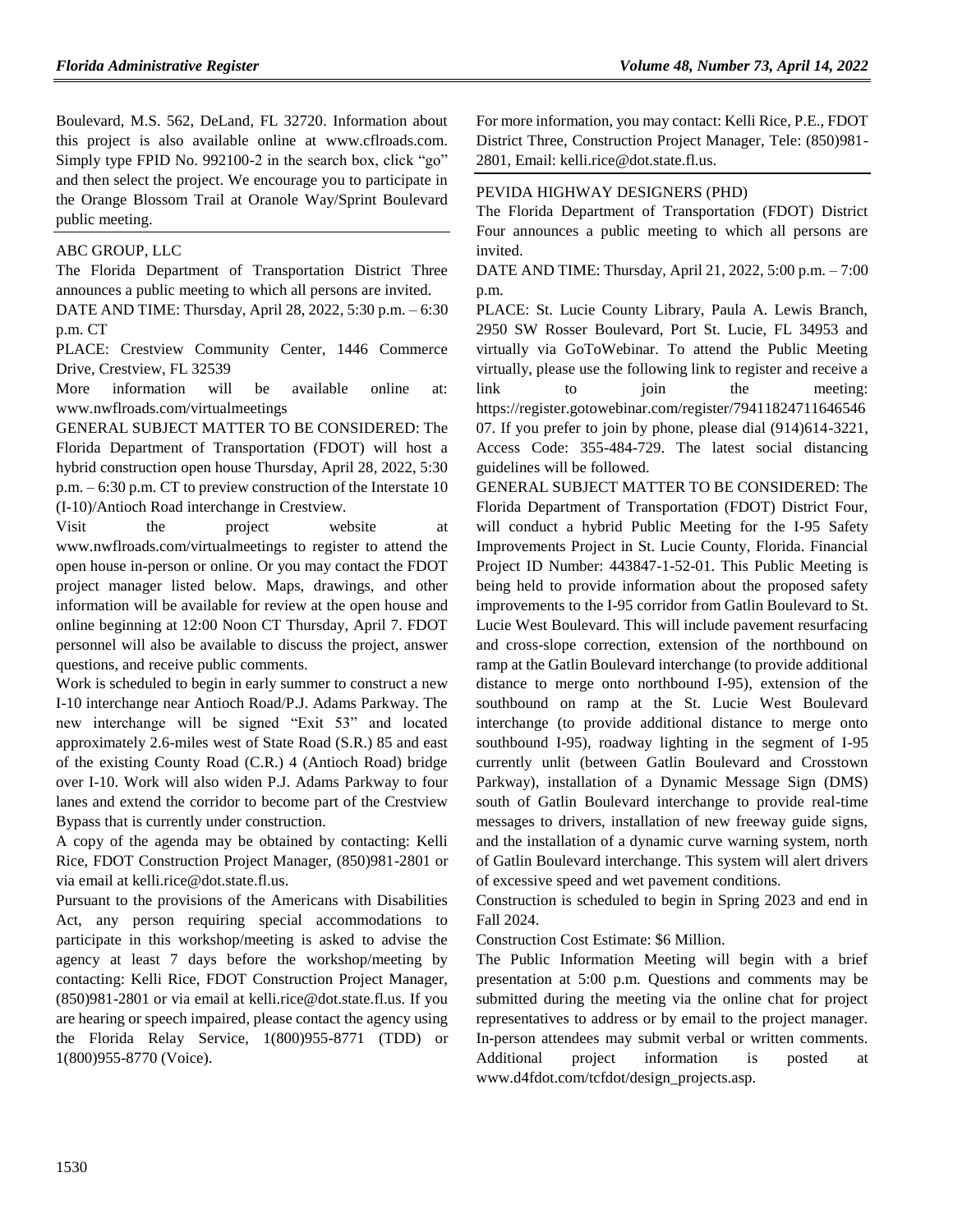Boulevard, M.S. 562, DeLand, FL 32720. Information about this project is also available online at www.cflroads.com. Simply type FPID No. 992100-2 in the search box, click "go" and then select the project. We encourage you to participate in the Orange Blossom Trail at Oranole Way/Sprint Boulevard public meeting.

ABC GROUP, LLC

The Florida Department of Transportation District Three announces a public meeting to which all persons are invited.

DATE AND TIME: Thursday, April 28, 2022, 5:30 p.m. – 6:30 p.m. CT

PLACE: Crestview Community Center, 1446 Commerce Drive, Crestview, FL 32539

More information will be available online at: www.nwflroads.com/virtualmeetings

GENERAL SUBJECT MATTER TO BE CONSIDERED: The Florida Department of Transportation (FDOT) will host a hybrid construction open house Thursday, April 28, 2022, 5:30 p.m. – 6:30 p.m. CT to preview construction of the Interstate 10 (I-10)/Antioch Road interchange in Crestview.

Visit the project website at www.nwflroads.com/virtualmeetings to register to attend the open house in-person or online. Or you may contact the FDOT project manager listed below. Maps, drawings, and other information will be available for review at the open house and online beginning at 12:00 Noon CT Thursday, April 7. FDOT personnel will also be available to discuss the project, answer questions, and receive public comments.

Work is scheduled to begin in early summer to construct a new I-10 interchange near Antioch Road/P.J. Adams Parkway. The new interchange will be signed "Exit 53" and located approximately 2.6-miles west of State Road (S.R.) 85 and east of the existing County Road (C.R.) 4 (Antioch Road) bridge over I-10. Work will also widen P.J. Adams Parkway to four lanes and extend the corridor to become part of the Crestview Bypass that is currently under construction.

A copy of the agenda may be obtained by contacting: Kelli Rice, FDOT Construction Project Manager, (850)981-2801 or via email at kelli.rice@dot.state.fl.us.

Pursuant to the provisions of the Americans with Disabilities Act, any person requiring special accommodations to participate in this workshop/meeting is asked to advise the agency at least 7 days before the workshop/meeting by contacting: Kelli Rice, FDOT Construction Project Manager, (850)981-2801 or via email at kelli.rice@dot.state.fl.us. If you are hearing or speech impaired, please contact the agency using the Florida Relay Service, 1(800)955-8771 (TDD) or 1(800)955-8770 (Voice).

For more information, you may contact: Kelli Rice, P.E., FDOT District Three, Construction Project Manager, Tele: (850)981-2801, Email: kelli.rice@dot.state.fl.us.

PEVIDA HIGHWAY DESIGNERS (PHD)

The Florida Department of Transportation (FDOT) District Four announces a public meeting to which all persons are invited.

DATE AND TIME: Thursday, April 21, 2022, 5:00 p.m. – 7:00 p.m.

PLACE: St. Lucie County Library, Paula A. Lewis Branch, 2950 SW Rosser Boulevard, Port St. Lucie, FL 34953 and virtually via GoToWebinar. To attend the Public Meeting virtually, please use the following link to register and receive a link to join the meeting: https://register.gotowebinar.com/register/7941182471164654607. If you prefer to join by phone, please dial (914)614-3221, Access Code: 355-484-729. The latest social distancing guidelines will be followed.

GENERAL SUBJECT MATTER TO BE CONSIDERED: The Florida Department of Transportation (FDOT) District Four, will conduct a hybrid Public Meeting for the I-95 Safety Improvements Project in St. Lucie County, Florida. Financial Project ID Number: 443847-1-52-01. This Public Meeting is being held to provide information about the proposed safety improvements to the I-95 corridor from Gatlin Boulevard to St. Lucie West Boulevard. This will include pavement resurfacing and cross-slope correction, extension of the northbound on ramp at the Gatlin Boulevard interchange (to provide additional distance to merge onto northbound I-95), extension of the southbound on ramp at the St. Lucie West Boulevard interchange (to provide additional distance to merge onto southbound I-95), roadway lighting in the segment of I-95 currently unlit (between Gatlin Boulevard and Crosstown Parkway), installation of a Dynamic Message Sign (DMS) south of Gatlin Boulevard interchange to provide real-time messages to drivers, installation of new freeway guide signs, and the installation of a dynamic curve warning system, north of Gatlin Boulevard interchange. This system will alert drivers of excessive speed and wet pavement conditions.

Construction is scheduled to begin in Spring 2023 and end in Fall 2024.

Construction Cost Estimate: $6 Million.

The Public Information Meeting will begin with a brief presentation at 5:00 p.m. Questions and comments may be submitted during the meeting via the online chat for project representatives to address or by email to the project manager. In-person attendees may submit verbal or written comments. Additional project information is posted at www.d4fdot.com/tcfdot/design_projects.asp.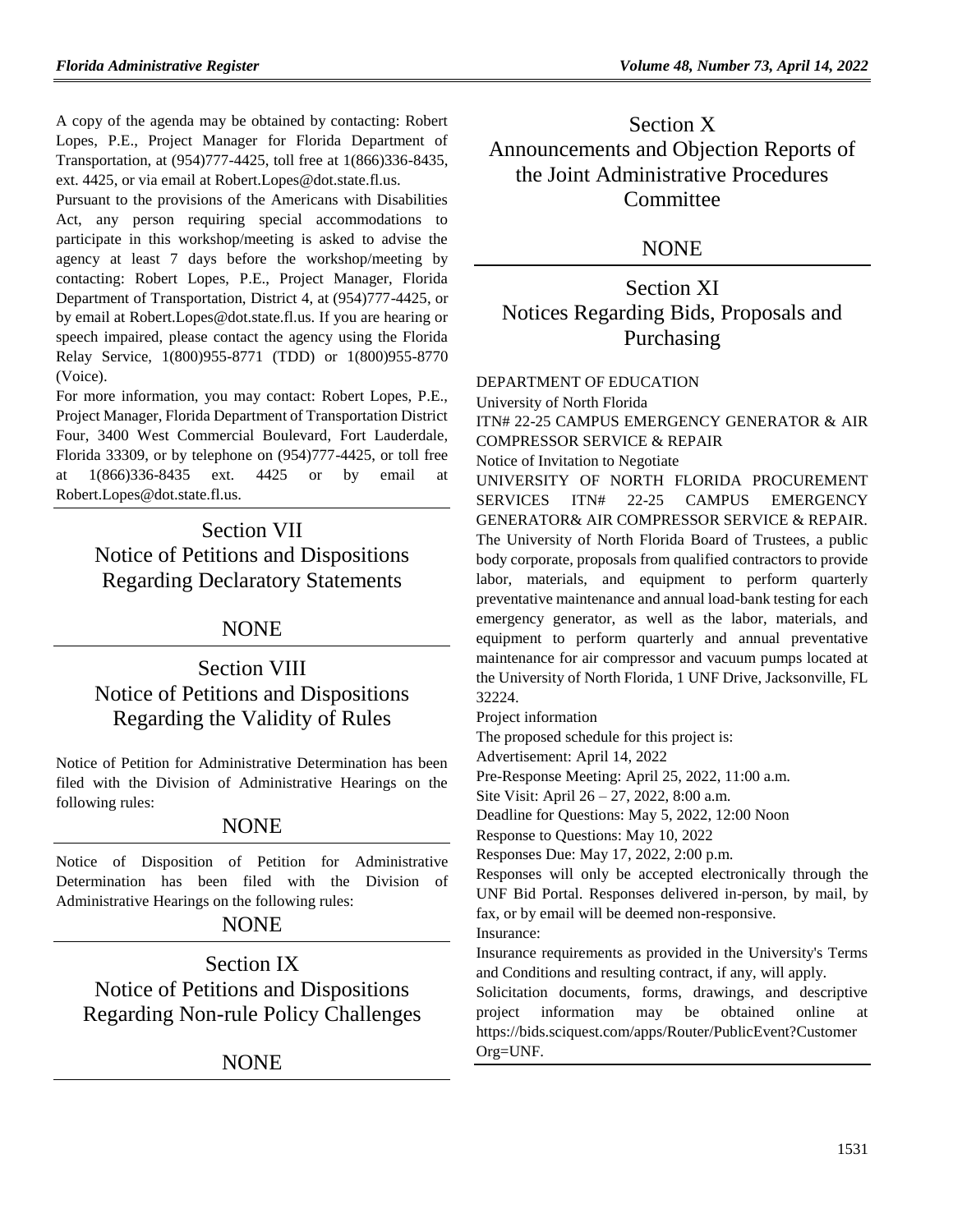A copy of the agenda may be obtained by contacting: Robert Lopes, P.E., Project Manager for Florida Department of Transportation, at (954)777-4425, toll free at 1(866)336-8435, ext. 4425, or via email at Robert.Lopes@dot.state.fl.us.

Pursuant to the provisions of the Americans with Disabilities Act, any person requiring special accommodations to participate in this workshop/meeting is asked to advise the agency at least 7 days before the workshop/meeting by contacting: Robert Lopes, P.E., Project Manager, Florida Department of Transportation, District 4, at (954)777-4425, or by email at Robert.Lopes@dot.state.fl.us. If you are hearing or speech impaired, please contact the agency using the Florida Relay Service, 1(800)955-8771 (TDD) or 1(800)955-8770 (Voice).

For more information, you may contact: Robert Lopes, P.E., Project Manager, Florida Department of Transportation District Four, 3400 West Commercial Boulevard, Fort Lauderdale, Florida 33309, or by telephone on (954)777-4425, or toll free at 1(866)336-8435 ext. 4425 or by email at Robert.Lopes@dot.state.fl.us.

## Section VII
## Notice of Petitions and Dispositions Regarding Declaratory Statements

NONE

## Section VIII
## Notice of Petitions and Dispositions Regarding the Validity of Rules

Notice of Petition for Administrative Determination has been filed with the Division of Administrative Hearings on the following rules:

NONE

Notice of Disposition of Petition for Administrative Determination has been filed with the Division of Administrative Hearings on the following rules:

NONE

## Section IX
## Notice of Petitions and Dispositions Regarding Non-rule Policy Challenges

NONE

## Section X
## Announcements and Objection Reports of the Joint Administrative Procedures Committee

NONE

## Section XI
## Notices Regarding Bids, Proposals and Purchasing

DEPARTMENT OF EDUCATION

University of North Florida

ITN# 22-25 CAMPUS EMERGENCY GENERATOR & AIR COMPRESSOR SERVICE & REPAIR

Notice of Invitation to Negotiate

UNIVERSITY OF NORTH FLORIDA PROCUREMENT SERVICES ITN# 22-25 CAMPUS EMERGENCY GENERATOR& AIR COMPRESSOR SERVICE & REPAIR. The University of North Florida Board of Trustees, a public body corporate, proposals from qualified contractors to provide labor, materials, and equipment to perform quarterly preventative maintenance and annual load-bank testing for each emergency generator, as well as the labor, materials, and equipment to perform quarterly and annual preventative maintenance for air compressor and vacuum pumps located at the University of North Florida, 1 UNF Drive, Jacksonville, FL 32224.

Project information

The proposed schedule for this project is:

Advertisement: April 14, 2022

Pre-Response Meeting: April 25, 2022, 11:00 a.m.

Site Visit: April 26 – 27, 2022, 8:00 a.m.

Deadline for Questions: May 5, 2022, 12:00 Noon

Response to Questions: May 10, 2022

Responses Due: May 17, 2022, 2:00 p.m.

Responses will only be accepted electronically through the UNF Bid Portal. Responses delivered in-person, by mail, by fax, or by email will be deemed non-responsive.

Insurance:

Insurance requirements as provided in the University's Terms and Conditions and resulting contract, if any, will apply.

Solicitation documents, forms, drawings, and descriptive project information may be obtained online at https://bids.sciquest.com/apps/Router/PublicEvent?CustomerOrg=UNF.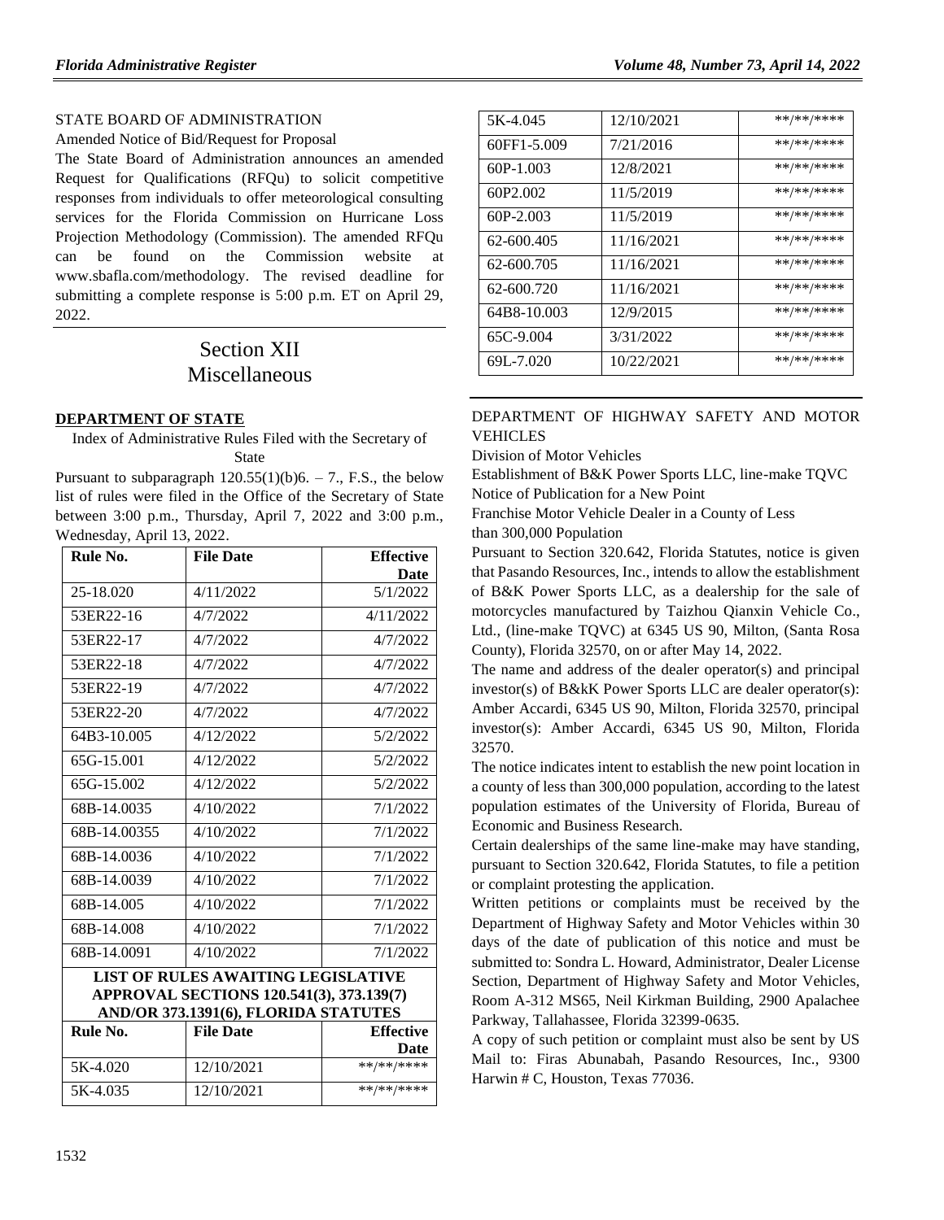STATE BOARD OF ADMINISTRATION

Amended Notice of Bid/Request for Proposal

The State Board of Administration announces an amended Request for Qualifications (RFQu) to solicit competitive responses from individuals to offer meteorological consulting services for the Florida Commission on Hurricane Loss Projection Methodology (Commission). The amended RFQu can be found on the Commission website at www.sbafla.com/methodology. The revised deadline for submitting a complete response is 5:00 p.m. ET on April 29, 2022.

# Section XII Miscellaneous

## DEPARTMENT OF STATE

Index of Administrative Rules Filed with the Secretary of State

Pursuant to subparagraph 120.55(1)(b)6. – 7., F.S., the below list of rules were filed in the Office of the Secretary of State between 3:00 p.m., Thursday, April 7, 2022 and 3:00 p.m., Wednesday, April 13, 2022.

| Rule No. | File Date | Effective Date |
|---|---|---|
| 25-18.020 | 4/11/2022 | 5/1/2022 |
| 53ER22-16 | 4/7/2022 | 4/11/2022 |
| 53ER22-17 | 4/7/2022 | 4/7/2022 |
| 53ER22-18 | 4/7/2022 | 4/7/2022 |
| 53ER22-19 | 4/7/2022 | 4/7/2022 |
| 53ER22-20 | 4/7/2022 | 4/7/2022 |
| 64B3-10.005 | 4/12/2022 | 5/2/2022 |
| 65G-15.001 | 4/12/2022 | 5/2/2022 |
| 65G-15.002 | 4/12/2022 | 5/2/2022 |
| 68B-14.0035 | 4/10/2022 | 7/1/2022 |
| 68B-14.00355 | 4/10/2022 | 7/1/2022 |
| 68B-14.0036 | 4/10/2022 | 7/1/2022 |
| 68B-14.0039 | 4/10/2022 | 7/1/2022 |
| 68B-14.005 | 4/10/2022 | 7/1/2022 |
| 68B-14.008 | 4/10/2022 | 7/1/2022 |
| 68B-14.0091 | 4/10/2022 | 7/1/2022 |

**LIST OF RULES AWAITING LEGISLATIVE APPROVAL SECTIONS 120.541(3), 373.139(7) AND/OR 373.1391(6), FLORIDA STATUTES**

| Rule No. | File Date | Effective Date |
|---|---|---|
| 5K-4.020 | 12/10/2021 | \*\*/\*\*/\*\*\*\* |
| 5K-4.035 | 12/10/2021 | \*\*/\*\*/\*\*\*\* |
| 5K-4.045 | 12/10/2021 | \*\*/\*\*/\*\*\*\* |
| 60FF1-5.009 | 7/21/2016 | \*\*/\*\*/\*\*\*\* |
| 60P-1.003 | 12/8/2021 | \*\*/\*\*/\*\*\*\* |
| 60P2.002 | 11/5/2019 | \*\*/\*\*/\*\*\*\* |
| 60P-2.003 | 11/5/2019 | \*\*/\*\*/\*\*\*\* |
| 62-600.405 | 11/16/2021 | \*\*/\*\*/\*\*\*\* |
| 62-600.705 | 11/16/2021 | \*\*/\*\*/\*\*\*\* |
| 62-600.720 | 11/16/2021 | \*\*/\*\*/\*\*\*\* |
| 64B8-10.003 | 12/9/2015 | \*\*/\*\*/\*\*\*\* |
| 65C-9.004 | 3/31/2022 | \*\*/\*\*/\*\*\*\* |
| 69L-7.020 | 10/22/2021 | \*\*/\*\*/\*\*\*\* |

DEPARTMENT OF HIGHWAY SAFETY AND MOTOR VEHICLES

Division of Motor Vehicles

Establishment of B&K Power Sports LLC, line-make TQVC

Notice of Publication for a New Point

Franchise Motor Vehicle Dealer in a County of Less than 300,000 Population

Pursuant to Section 320.642, Florida Statutes, notice is given that Pasando Resources, Inc., intends to allow the establishment of B&K Power Sports LLC, as a dealership for the sale of motorcycles manufactured by Taizhou Qianxin Vehicle Co., Ltd., (line-make TQVC) at 6345 US 90, Milton, (Santa Rosa County), Florida 32570, on or after May 14, 2022.

The name and address of the dealer operator(s) and principal investor(s) of B&kK Power Sports LLC are dealer operator(s): Amber Accardi, 6345 US 90, Milton, Florida 32570, principal investor(s): Amber Accardi, 6345 US 90, Milton, Florida 32570.

The notice indicates intent to establish the new point location in a county of less than 300,000 population, according to the latest population estimates of the University of Florida, Bureau of Economic and Business Research.

Certain dealerships of the same line-make may have standing, pursuant to Section 320.642, Florida Statutes, to file a petition or complaint protesting the application.

Written petitions or complaints must be received by the Department of Highway Safety and Motor Vehicles within 30 days of the date of publication of this notice and must be submitted to: Sondra L. Howard, Administrator, Dealer License Section, Department of Highway Safety and Motor Vehicles, Room A-312 MS65, Neil Kirkman Building, 2900 Apalachee Parkway, Tallahassee, Florida 32399-0635.

A copy of such petition or complaint must also be sent by US Mail to: Firas Abunabah, Pasando Resources, Inc., 9300 Harwin # C, Houston, Texas 77036.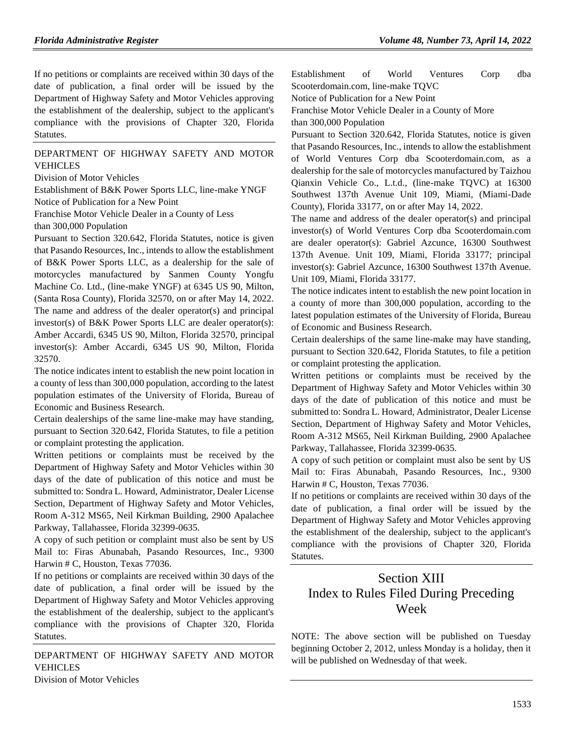If no petitions or complaints are received within 30 days of the date of publication, a final order will be issued by the Department of Highway Safety and Motor Vehicles approving the establishment of the dealership, subject to the applicant's compliance with the provisions of Chapter 320, Florida Statutes.

DEPARTMENT OF HIGHWAY SAFETY AND MOTOR VEHICLES

Division of Motor Vehicles

Establishment of B&K Power Sports LLC, line-make YNGF

Notice of Publication for a New Point

Franchise Motor Vehicle Dealer in a County of Less than 300,000 Population

Pursuant to Section 320.642, Florida Statutes, notice is given that Pasando Resources, Inc., intends to allow the establishment of B&K Power Sports LLC, as a dealership for the sale of motorcycles manufactured by Sanmen County Yongfu Machine Co. Ltd., (line-make YNGF) at 6345 US 90, Milton, (Santa Rosa County), Florida 32570, on or after May 14, 2022.

The name and address of the dealer operator(s) and principal investor(s) of B&K Power Sports LLC are dealer operator(s): Amber Accardi, 6345 US 90, Milton, Florida 32570, principal investor(s): Amber Accardi, 6345 US 90, Milton, Florida 32570.

The notice indicates intent to establish the new point location in a county of less than 300,000 population, according to the latest population estimates of the University of Florida, Bureau of Economic and Business Research.

Certain dealerships of the same line-make may have standing, pursuant to Section 320.642, Florida Statutes, to file a petition or complaint protesting the application.

Written petitions or complaints must be received by the Department of Highway Safety and Motor Vehicles within 30 days of the date of publication of this notice and must be submitted to: Sondra L. Howard, Administrator, Dealer License Section, Department of Highway Safety and Motor Vehicles, Room A-312 MS65, Neil Kirkman Building, 2900 Apalachee Parkway, Tallahassee, Florida 32399-0635.

A copy of such petition or complaint must also be sent by US Mail to: Firas Abunabah, Pasando Resources, Inc., 9300 Harwin # C, Houston, Texas 77036.

If no petitions or complaints are received within 30 days of the date of publication, a final order will be issued by the Department of Highway Safety and Motor Vehicles approving the establishment of the dealership, subject to the applicant's compliance with the provisions of Chapter 320, Florida Statutes.

DEPARTMENT OF HIGHWAY SAFETY AND MOTOR VEHICLES

Division of Motor Vehicles

Establishment of World Ventures Corp dba Scooterdomain.com, line-make TQVC

Notice of Publication for a New Point

Franchise Motor Vehicle Dealer in a County of More than 300,000 Population

Pursuant to Section 320.642, Florida Statutes, notice is given that Pasando Resources, Inc., intends to allow the establishment of World Ventures Corp dba Scooterdomain.com, as a dealership for the sale of motorcycles manufactured by Taizhou Qianxin Vehicle Co., L.t.d., (line-make TQVC) at 16300 Southwest 137th Avenue Unit 109, Miami, (Miami-Dade County), Florida 33177, on or after May 14, 2022.

The name and address of the dealer operator(s) and principal investor(s) of World Ventures Corp dba Scooterdomain.com are dealer operator(s): Gabriel Azcunce, 16300 Southwest 137th Avenue. Unit 109, Miami, Florida 33177; principal investor(s): Gabriel Azcunce, 16300 Southwest 137th Avenue. Unit 109, Miami, Florida 33177.

The notice indicates intent to establish the new point location in a county of more than 300,000 population, according to the latest population estimates of the University of Florida, Bureau of Economic and Business Research.

Certain dealerships of the same line-make may have standing, pursuant to Section 320.642, Florida Statutes, to file a petition or complaint protesting the application.

Written petitions or complaints must be received by the Department of Highway Safety and Motor Vehicles within 30 days of the date of publication of this notice and must be submitted to: Sondra L. Howard, Administrator, Dealer License Section, Department of Highway Safety and Motor Vehicles, Room A-312 MS65, Neil Kirkman Building, 2900 Apalachee Parkway, Tallahassee, Florida 32399-0635.

A copy of such petition or complaint must also be sent by US Mail to: Firas Abunabah, Pasando Resources, Inc., 9300 Harwin # C, Houston, Texas 77036.

If no petitions or complaints are received within 30 days of the date of publication, a final order will be issued by the Department of Highway Safety and Motor Vehicles approving the establishment of the dealership, subject to the applicant's compliance with the provisions of Chapter 320, Florida Statutes.

# Section XIII
# Index to Rules Filed During Preceding Week

NOTE: The above section will be published on Tuesday beginning October 2, 2012, unless Monday is a holiday, then it will be published on Wednesday of that week.